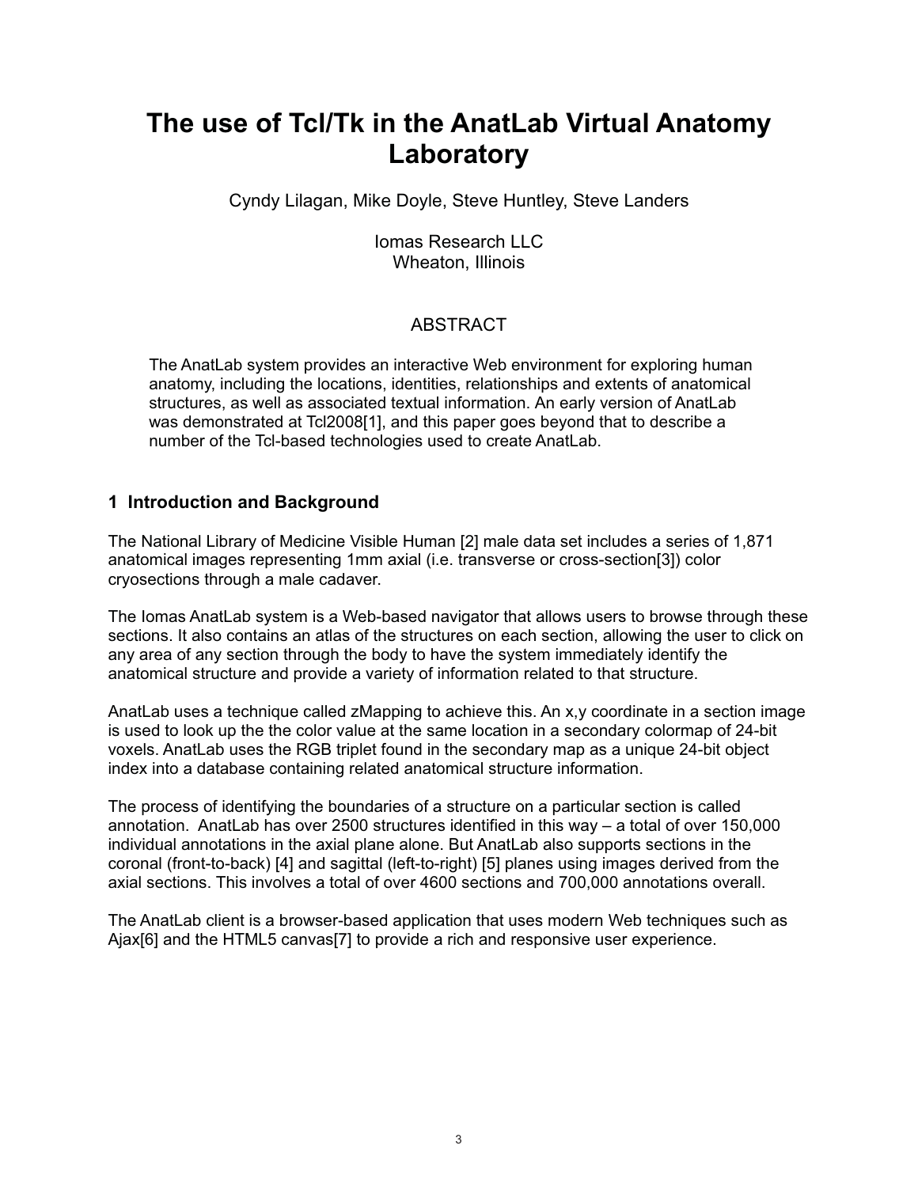# The use of Tcl/Tk in the AnatLab Virtual Anatomy Laboratory

Cyndy Lilagan, Mike Doyle, Steve Huntley, Steve Landers

Iomas Research LLC
Wheaton, Illinois

## ABSTRACT

The AnatLab system provides an interactive Web environment for exploring human anatomy, including the locations, identities, relationships and extents of anatomical structures, as well as associated textual information. An early version of AnatLab was demonstrated at Tcl2008[1], and this paper goes beyond that to describe a number of the Tcl-based technologies used to create AnatLab.

## 1 Introduction and Background

The National Library of Medicine Visible Human [2] male data set includes a series of 1,871 anatomical images representing 1mm axial (i.e. transverse or cross-section[3]) color cryosections through a male cadaver.

The Iomas AnatLab system is a Web-based navigator that allows users to browse through these sections. It also contains an atlas of the structures on each section, allowing the user to click on any area of any section through the body to have the system immediately identify the anatomical structure and provide a variety of information related to that structure.

AnatLab uses a technique called zMapping to achieve this. An x,y coordinate in a section image is used to look up the the color value at the same location in a secondary colormap of 24-bit voxels. AnatLab uses the RGB triplet found in the secondary map as a unique 24-bit object index into a database containing related anatomical structure information.

The process of identifying the boundaries of a structure on a particular section is called annotation. AnatLab has over 2500 structures identified in this way – a total of over 150,000 individual annotations in the axial plane alone. But AnatLab also supports sections in the coronal (front-to-back) [4] and sagittal (left-to-right) [5] planes using images derived from the axial sections. This involves a total of over 4600 sections and 700,000 annotations overall.

The AnatLab client is a browser-based application that uses modern Web techniques such as Ajax[6] and the HTML5 canvas[7] to provide a rich and responsive user experience.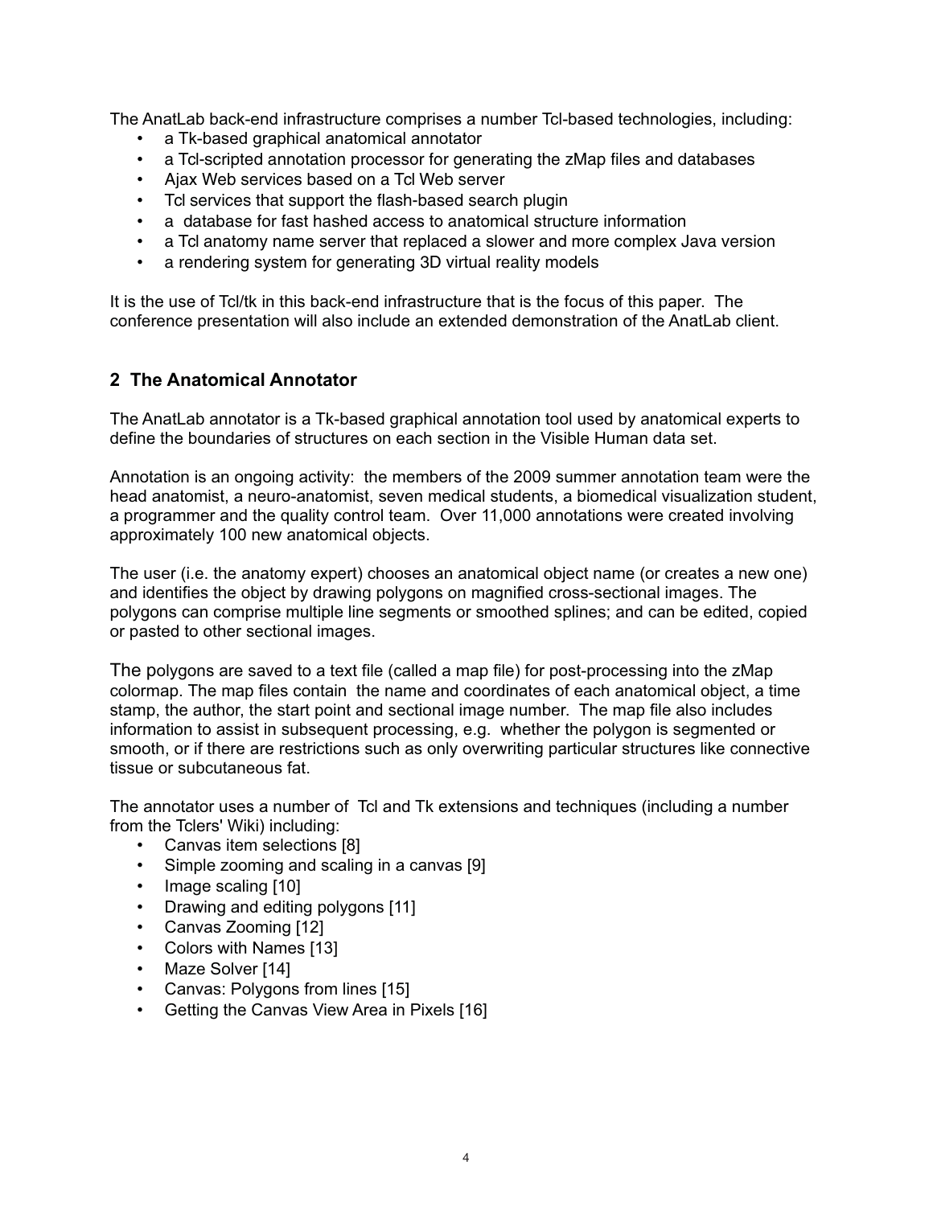The AnatLab back-end infrastructure comprises a number Tcl-based technologies, including:

- a Tk-based graphical anatomical annotator
- a Tcl-scripted annotation processor for generating the zMap files and databases
- Ajax Web services based on a Tcl Web server
- Tcl services that support the flash-based search plugin
- a database for fast hashed access to anatomical structure information
- a Tcl anatomy name server that replaced a slower and more complex Java version
- a rendering system for generating 3D virtual reality models

It is the use of Tcl/tk in this back-end infrastructure that is the focus of this paper. The conference presentation will also include an extended demonstration of the AnatLab client.

## 2 The Anatomical Annotator

The AnatLab annotator is a Tk-based graphical annotation tool used by anatomical experts to define the boundaries of structures on each section in the Visible Human data set.

Annotation is an ongoing activity: the members of the 2009 summer annotation team were the head anatomist, a neuro-anatomist, seven medical students, a biomedical visualization student, a programmer and the quality control team. Over 11,000 annotations were created involving approximately 100 new anatomical objects.

The user (i.e. the anatomy expert) chooses an anatomical object name (or creates a new one) and identifies the object by drawing polygons on magnified cross-sectional images. The polygons can comprise multiple line segments or smoothed splines; and can be edited, copied or pasted to other sectional images.

The polygons are saved to a text file (called a map file) for post-processing into the zMap colormap. The map files contain the name and coordinates of each anatomical object, a time stamp, the author, the start point and sectional image number. The map file also includes information to assist in subsequent processing, e.g. whether the polygon is segmented or smooth, or if there are restrictions such as only overwriting particular structures like connective tissue or subcutaneous fat.

The annotator uses a number of Tcl and Tk extensions and techniques (including a number from the Tclers' Wiki) including:

- Canvas item selections [8]
- Simple zooming and scaling in a canvas [9]
- Image scaling [10]
- Drawing and editing polygons [11]
- Canvas Zooming [12]
- Colors with Names [13]
- Maze Solver [14]
- Canvas: Polygons from lines [15]
- Getting the Canvas View Area in Pixels [16]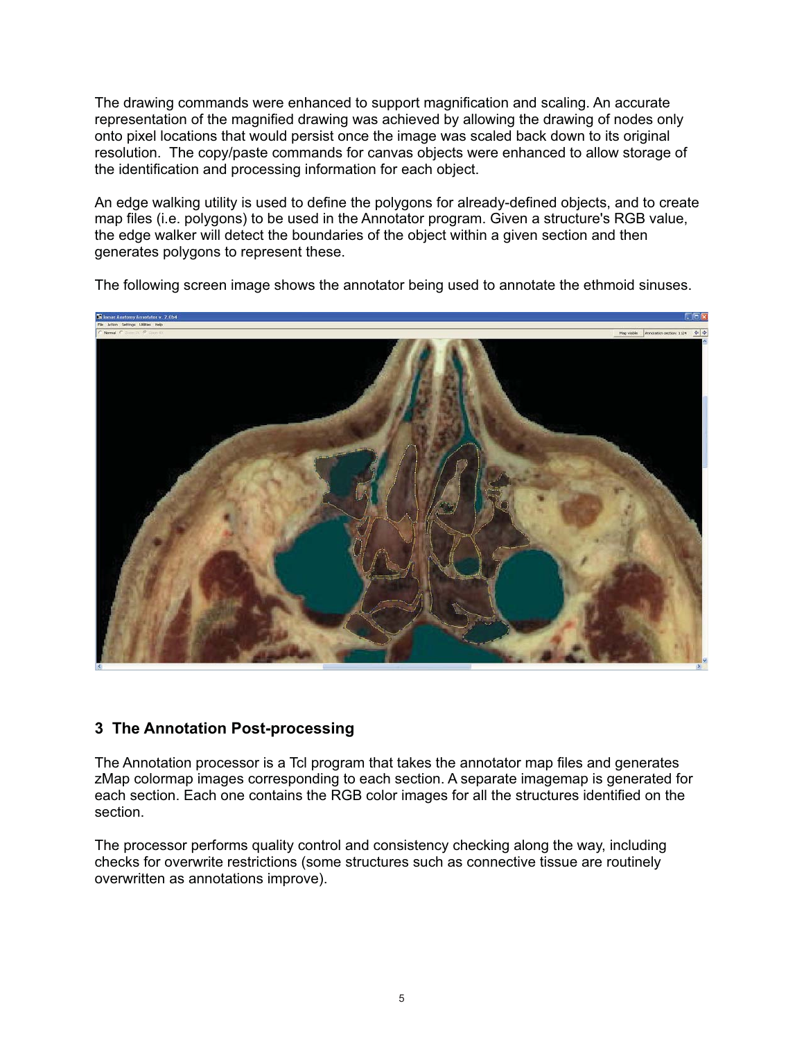The drawing commands were enhanced to support magnification and scaling. An accurate representation of the magnified drawing was achieved by allowing the drawing of nodes only onto pixel locations that would persist once the image was scaled back down to its original resolution.  The copy/paste commands for canvas objects were enhanced to allow storage of the identification and processing information for each object.

An edge walking utility is used to define the polygons for already-defined objects, and to create map files (i.e. polygons) to be used in the Annotator program. Given a structure's RGB value, the edge walker will detect the boundaries of the object within a given section and then generates polygons to represent these.

The following screen image shows the annotator being used to annotate the ethmoid sinuses.

## 3  The Annotation Post-processing

The Annotation processor is a Tcl program that takes the annotator map files and generates zMap colormap images corresponding to each section. A separate imagemap is generated for each section. Each one contains the RGB color images for all the structures identified on the section.

The processor performs quality control and consistency checking along the way, including checks for overwrite restrictions (some structures such as connective tissue are routinely overwritten as annotations improve).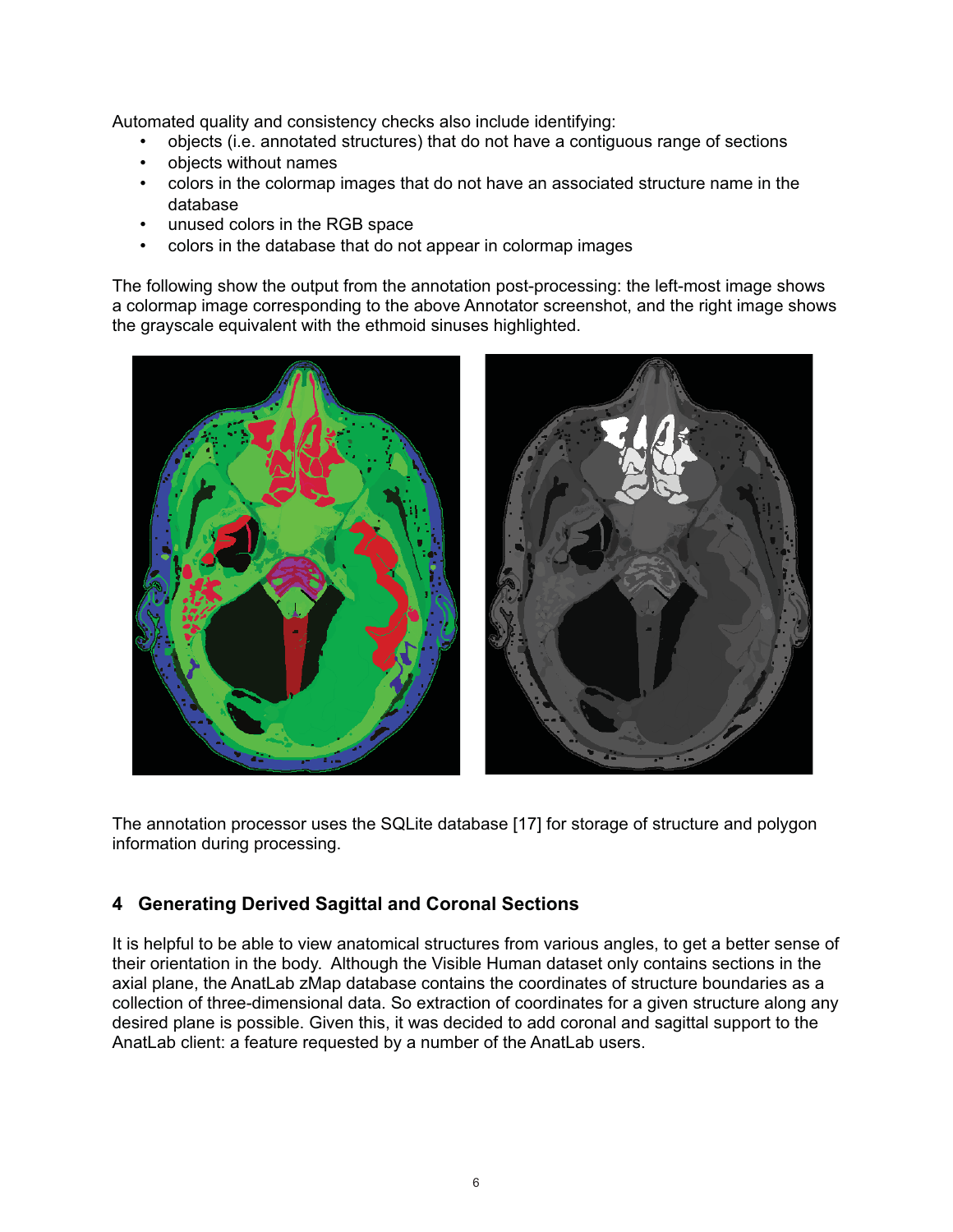Automated quality and consistency checks also include identifying:

- objects (i.e. annotated structures) that do not have a contiguous range of sections
- objects without names
- colors in the colormap images that do not have an associated structure name in the database
- unused colors in the RGB space
- colors in the database that do not appear in colormap images

The following show the output from the annotation post-processing: the left-most image shows a colormap image corresponding to the above Annotator screenshot, and the right image shows the grayscale equivalent with the ethmoid sinuses highlighted.

The annotation processor uses the SQLite database [17] for storage of structure and polygon information during processing.

## 4 Generating Derived Sagittal and Coronal Sections

It is helpful to be able to view anatomical structures from various angles, to get a better sense of their orientation in the body. Although the Visible Human dataset only contains sections in the axial plane, the AnatLab zMap database contains the coordinates of structure boundaries as a collection of three-dimensional data. So extraction of coordinates for a given structure along any desired plane is possible. Given this, it was decided to add coronal and sagittal support to the AnatLab client: a feature requested by a number of the AnatLab users.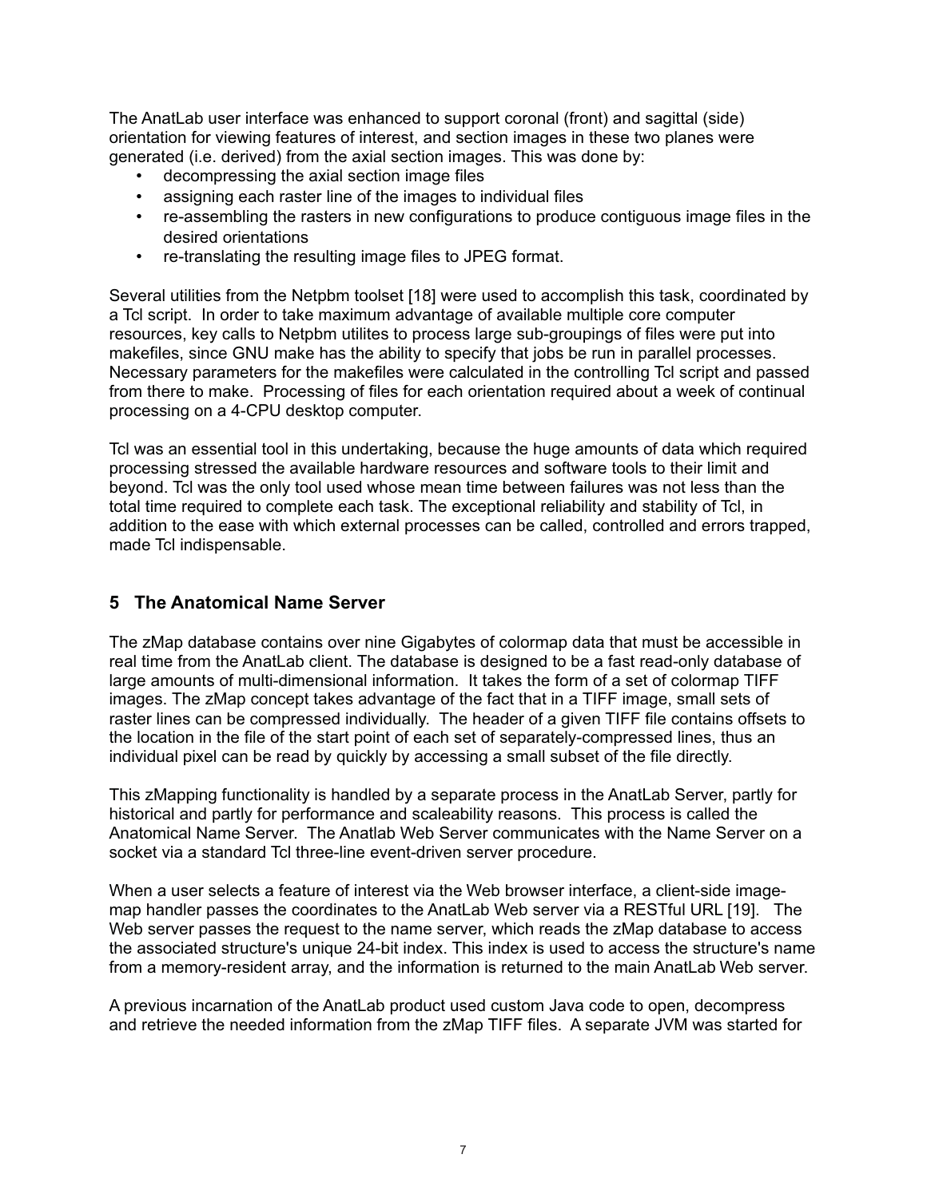The AnatLab user interface was enhanced to support coronal (front) and sagittal (side) orientation for viewing features of interest, and section images in these two planes were generated (i.e. derived) from the axial section images. This was done by:

- decompressing the axial section image files
- assigning each raster line of the images to individual files
- re-assembling the rasters in new configurations to produce contiguous image files in the desired orientations
- re-translating the resulting image files to JPEG format.

Several utilities from the Netpbm toolset [18] were used to accomplish this task, coordinated by a Tcl script. In order to take maximum advantage of available multiple core computer resources, key calls to Netpbm utilites to process large sub-groupings of files were put into makefiles, since GNU make has the ability to specify that jobs be run in parallel processes. Necessary parameters for the makefiles were calculated in the controlling Tcl script and passed from there to make. Processing of files for each orientation required about a week of continual processing on a 4-CPU desktop computer.

Tcl was an essential tool in this undertaking, because the huge amounts of data which required processing stressed the available hardware resources and software tools to their limit and beyond. Tcl was the only tool used whose mean time between failures was not less than the total time required to complete each task. The exceptional reliability and stability of Tcl, in addition to the ease with which external processes can be called, controlled and errors trapped, made Tcl indispensable.

## 5 The Anatomical Name Server

The zMap database contains over nine Gigabytes of colormap data that must be accessible in real time from the AnatLab client. The database is designed to be a fast read-only database of large amounts of multi-dimensional information. It takes the form of a set of colormap TIFF images. The zMap concept takes advantage of the fact that in a TIFF image, small sets of raster lines can be compressed individually. The header of a given TIFF file contains offsets to the location in the file of the start point of each set of separately-compressed lines, thus an individual pixel can be read by quickly by accessing a small subset of the file directly.

This zMapping functionality is handled by a separate process in the AnatLab Server, partly for historical and partly for performance and scaleability reasons. This process is called the Anatomical Name Server. The Anatlab Web Server communicates with the Name Server on a socket via a standard Tcl three-line event-driven server procedure.

When a user selects a feature of interest via the Web browser interface, a client-side image-map handler passes the coordinates to the AnatLab Web server via a RESTful URL [19]. The Web server passes the request to the name server, which reads the zMap database to access the associated structure's unique 24-bit index. This index is used to access the structure's name from a memory-resident array, and the information is returned to the main AnatLab Web server.

A previous incarnation of the AnatLab product used custom Java code to open, decompress and retrieve the needed information from the zMap TIFF files. A separate JVM was started for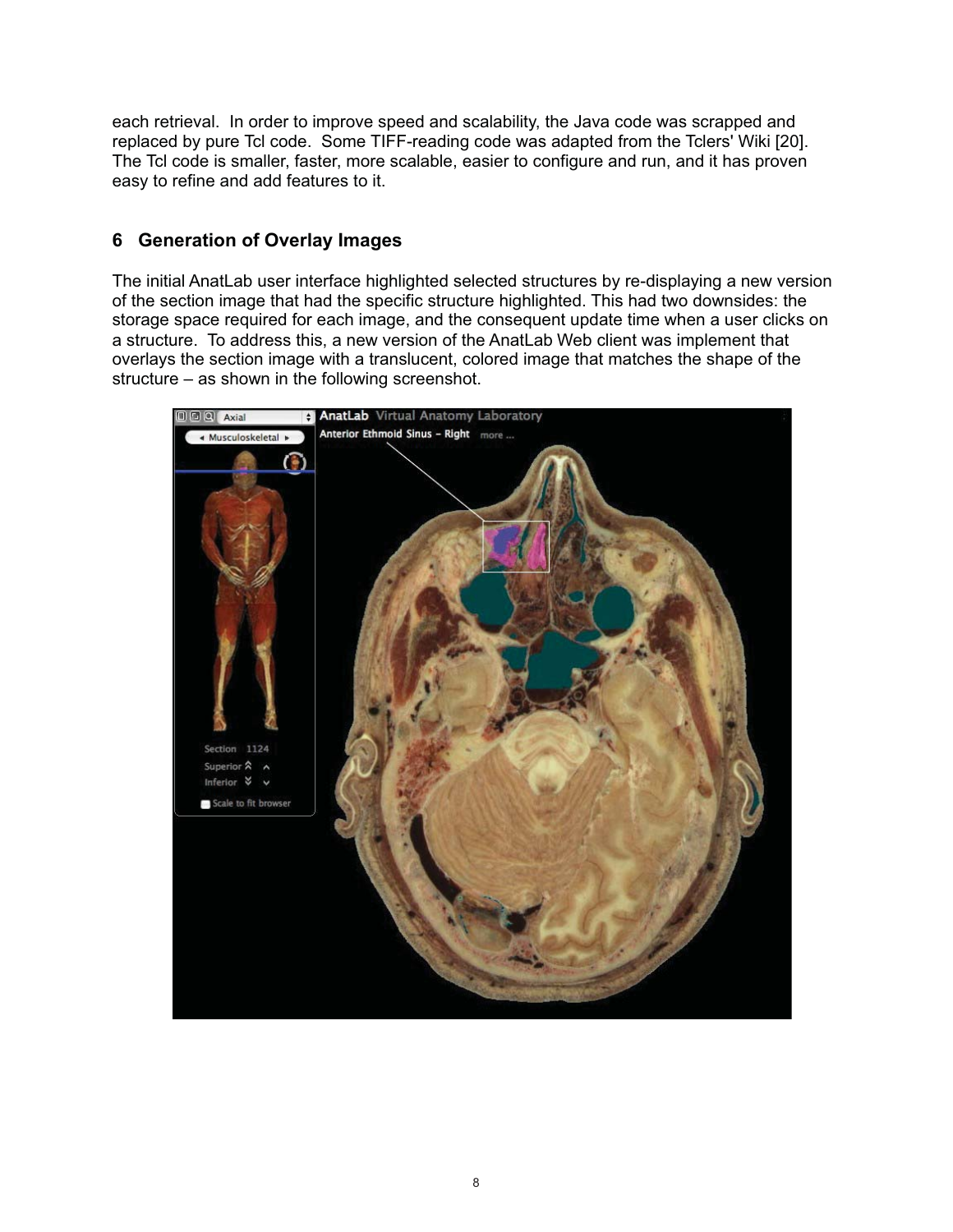each retrieval. In order to improve speed and scalability, the Java code was scrapped and replaced by pure Tcl code. Some TIFF-reading code was adapted from the Tclers' Wiki [20]. The Tcl code is smaller, faster, more scalable, easier to configure and run, and it has proven easy to refine and add features to it.

## 6 Generation of Overlay Images

The initial AnatLab user interface highlighted selected structures by re-displaying a new version of the section image that had the specific structure highlighted. This had two downsides: the storage space required for each image, and the consequent update time when a user clicks on a structure. To address this, a new version of the AnatLab Web client was implement that overlays the section image with a translucent, colored image that matches the shape of the structure – as shown in the following screenshot.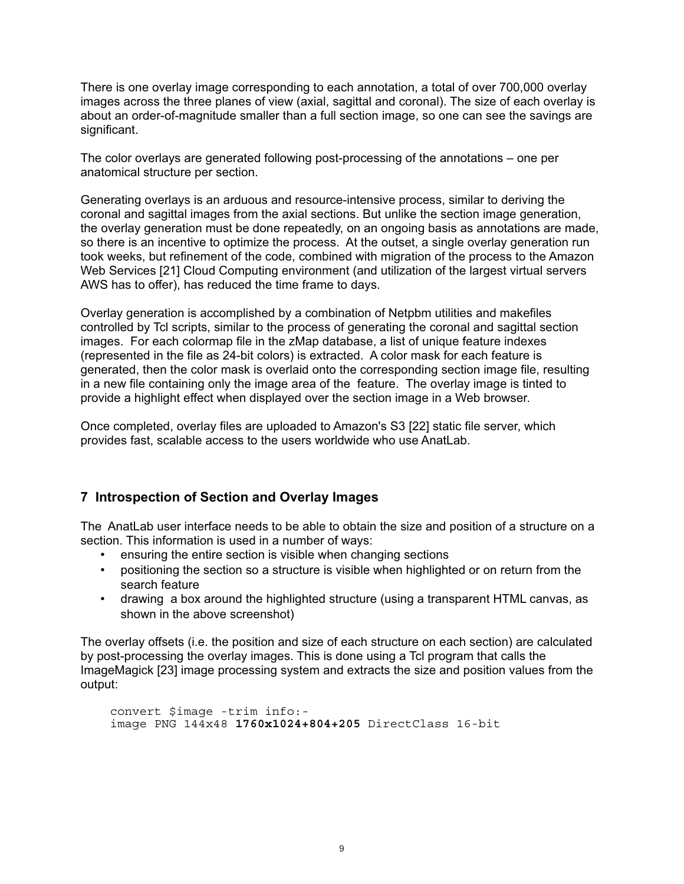There is one overlay image corresponding to each annotation, a total of over 700,000 overlay images across the three planes of view (axial, sagittal and coronal). The size of each overlay is about an order-of-magnitude smaller than a full section image, so one can see the savings are significant.

The color overlays are generated following post-processing of the annotations – one per anatomical structure per section.

Generating overlays is an arduous and resource-intensive process, similar to deriving the coronal and sagittal images from the axial sections. But unlike the section image generation, the overlay generation must be done repeatedly, on an ongoing basis as annotations are made, so there is an incentive to optimize the process. At the outset, a single overlay generation run took weeks, but refinement of the code, combined with migration of the process to the Amazon Web Services [21] Cloud Computing environment (and utilization of the largest virtual servers AWS has to offer), has reduced the time frame to days.

Overlay generation is accomplished by a combination of Netpbm utilities and makefiles controlled by Tcl scripts, similar to the process of generating the coronal and sagittal section images. For each colormap file in the zMap database, a list of unique feature indexes (represented in the file as 24-bit colors) is extracted. A color mask for each feature is generated, then the color mask is overlaid onto the corresponding section image file, resulting in a new file containing only the image area of the feature. The overlay image is tinted to provide a highlight effect when displayed over the section image in a Web browser.

Once completed, overlay files are uploaded to Amazon's S3 [22] static file server, which provides fast, scalable access to the users worldwide who use AnatLab.

## 7 Introspection of Section and Overlay Images

The AnatLab user interface needs to be able to obtain the size and position of a structure on a section. This information is used in a number of ways:

- ensuring the entire section is visible when changing sections
- positioning the section so a structure is visible when highlighted or on return from the search feature
- drawing a box around the highlighted structure (using a transparent HTML canvas, as shown in the above screenshot)

The overlay offsets (i.e. the position and size of each structure on each section) are calculated by post-processing the overlay images. This is done using a Tcl program that calls the ImageMagick [23] image processing system and extracts the size and position values from the output:

```
convert $image -trim info:-
image PNG 144x48 1760x1024+804+205 DirectClass 16-bit
```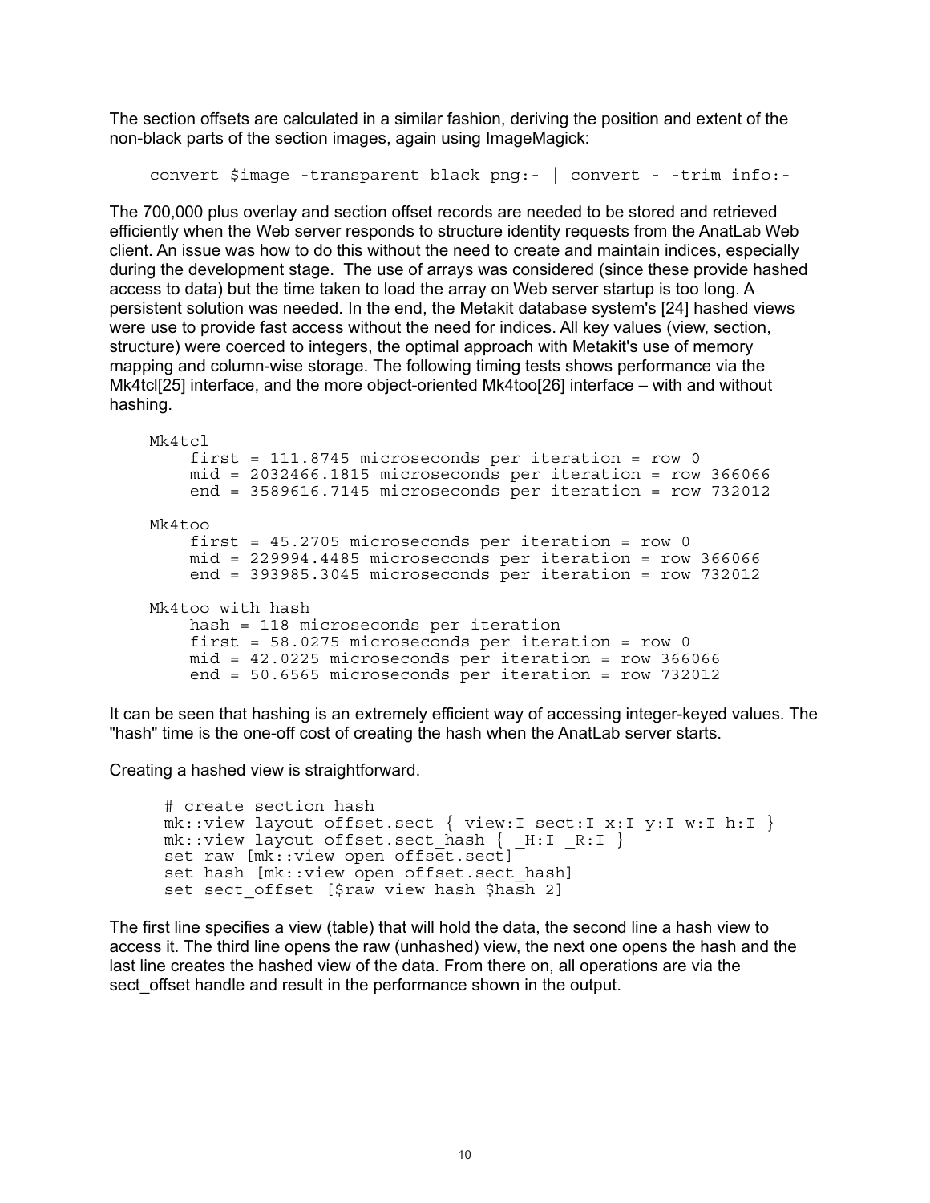The section offsets are calculated in a similar fashion, deriving the position and extent of the non-black parts of the section images, again using ImageMagick:

```
convert $image -transparent black png:- | convert - -trim info:-
```

The 700,000 plus overlay and section offset records are needed to be stored and retrieved efficiently when the Web server responds to structure identity requests from the AnatLab Web client. An issue was how to do this without the need to create and maintain indices, especially during the development stage. The use of arrays was considered (since these provide hashed access to data) but the time taken to load the array on Web server startup is too long. A persistent solution was needed. In the end, the Metakit database system's [24] hashed views were use to provide fast access without the need for indices. All key values (view, section, structure) were coerced to integers, the optimal approach with Metakit's use of memory mapping and column-wise storage. The following timing tests shows performance via the Mk4tcl[25] interface, and the more object-oriented Mk4too[26] interface – with and without hashing.

```
Mk4tcl
    first = 111.8745 microseconds per iteration = row 0
    mid = 2032466.1815 microseconds per iteration = row 366066
    end = 3589616.7145 microseconds per iteration = row 732012

Mk4too
    first = 45.2705 microseconds per iteration = row 0
    mid = 229994.4485 microseconds per iteration = row 366066
    end = 393985.3045 microseconds per iteration = row 732012

Mk4too with hash
    hash = 118 microseconds per iteration
    first = 58.0275 microseconds per iteration = row 0
    mid = 42.0225 microseconds per iteration = row 366066
    end = 50.6565 microseconds per iteration = row 732012
```

It can be seen that hashing is an extremely efficient way of accessing integer-keyed values. The "hash" time is the one-off cost of creating the hash when the AnatLab server starts.

Creating a hashed view is straightforward.

```
# create section hash
mk::view layout offset.sect { view:I sect:I x:I y:I w:I h:I }
mk::view layout offset.sect_hash { _H:I _R:I }
set raw [mk::view open offset.sect]
set hash [mk::view open offset.sect_hash]
set sect_offset [$raw view hash $hash 2]
```

The first line specifies a view (table) that will hold the data, the second line a hash view to access it. The third line opens the raw (unhashed) view, the next one opens the hash and the last line creates the hashed view of the data. From there on, all operations are via the sect_offset handle and result in the performance shown in the output.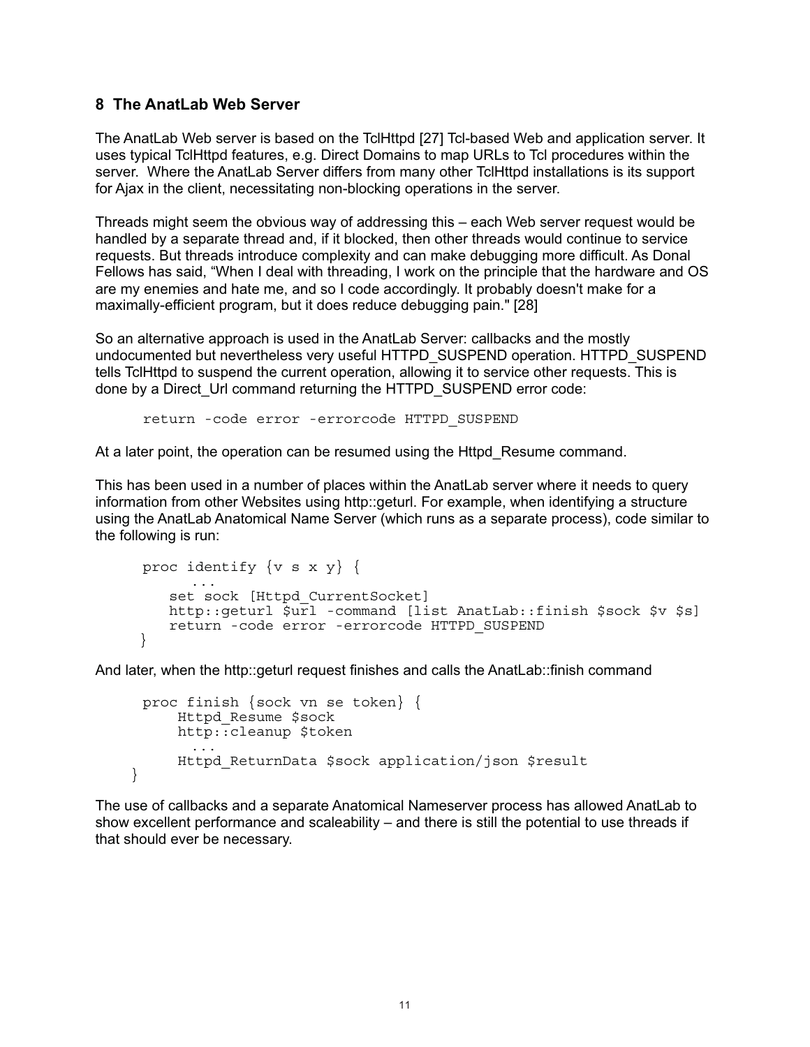## 8 The AnatLab Web Server

The AnatLab Web server is based on the TclHttpd [27] Tcl-based Web and application server. It uses typical TclHttpd features, e.g. Direct Domains to map URLs to Tcl procedures within the server. Where the AnatLab Server differs from many other TclHttpd installations is its support for Ajax in the client, necessitating non-blocking operations in the server.

Threads might seem the obvious way of addressing this – each Web server request would be handled by a separate thread and, if it blocked, then other threads would continue to service requests. But threads introduce complexity and can make debugging more difficult. As Donal Fellows has said, “When I deal with threading, I work on the principle that the hardware and OS are my enemies and hate me, and so I code accordingly. It probably doesn't make for a maximally-efficient program, but it does reduce debugging pain." [28]

So an alternative approach is used in the AnatLab Server: callbacks and the mostly undocumented but nevertheless very useful HTTPD_SUSPEND operation. HTTPD_SUSPEND tells TclHttpd to suspend the current operation, allowing it to service other requests. This is done by a Direct_Url command returning the HTTPD_SUSPEND error code:

```
return -code error -errorcode HTTPD_SUSPEND
```

At a later point, the operation can be resumed using the Httpd_Resume command.

This has been used in a number of places within the AnatLab server where it needs to query information from other Websites using http::geturl. For example, when identifying a structure using the AnatLab Anatomical Name Server (which runs as a separate process), code similar to the following is run:

```
proc identify {v s x y} {
    ...
   set sock [Httpd_CurrentSocket]
   http::geturl $url -command [list AnatLab::finish $sock $v $s]
   return -code error -errorcode HTTPD_SUSPEND
}
```

And later, when the http::geturl request finishes and calls the AnatLab::finish command

```
proc finish {sock vn se token} {
    Httpd_Resume $sock
    http::cleanup $token
      ...
    Httpd_ReturnData $sock application/json $result
}
```

The use of callbacks and a separate Anatomical Nameserver process has allowed AnatLab to show excellent performance and scaleability – and there is still the potential to use threads if that should ever be necessary.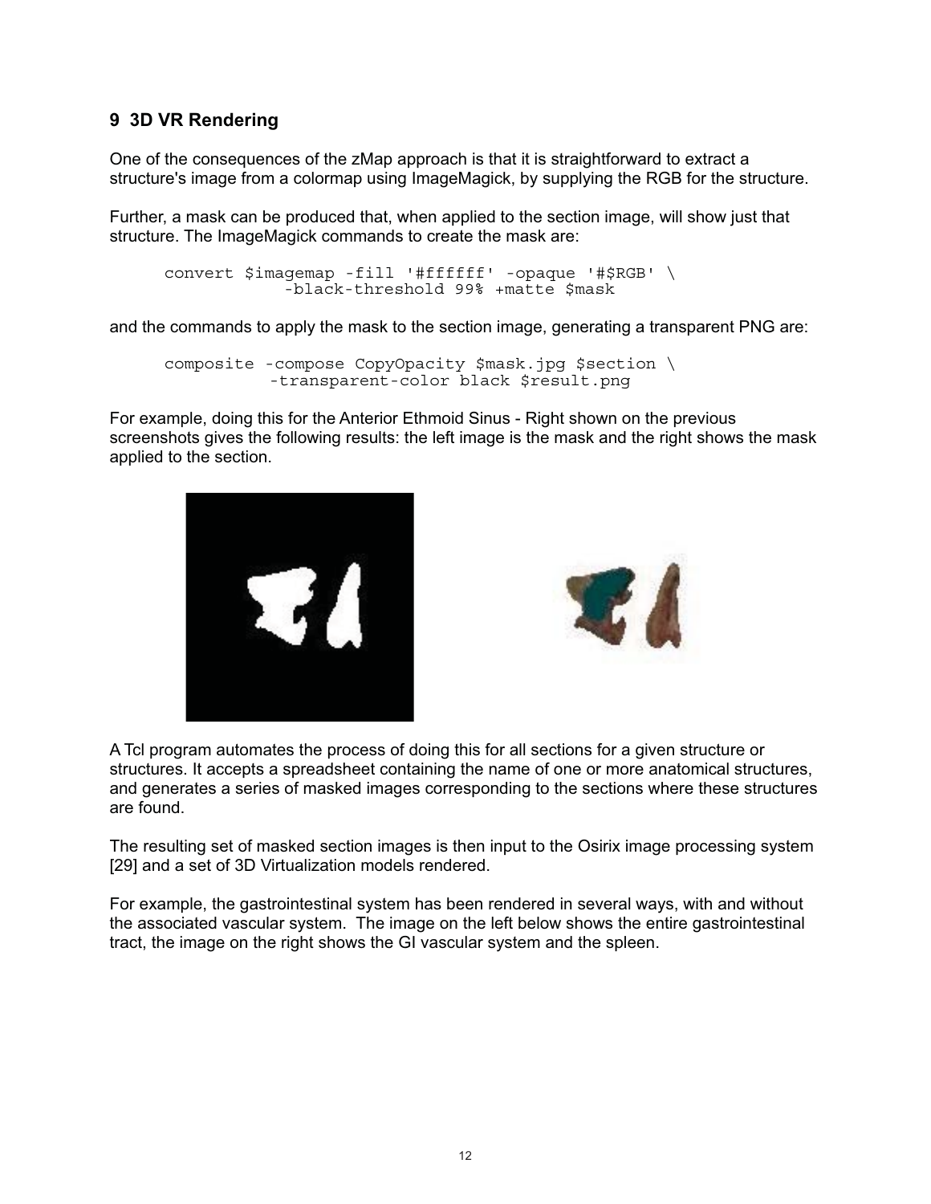## 9 3D VR Rendering

One of the consequences of the zMap approach is that it is straightforward to extract a structure's image from a colormap using ImageMagick, by supplying the RGB for the structure.

Further, a mask can be produced that, when applied to the section image, will show just that structure. The ImageMagick commands to create the mask are:

```
convert $imagemap -fill '#ffffff' -opaque '#$RGB' \
            -black-threshold 99% +matte $mask
```

and the commands to apply the mask to the section image, generating a transparent PNG are:

```
composite -compose CopyOpacity $mask.jpg $section \
           -transparent-color black $result.png
```

For example, doing this for the Anterior Ethmoid Sinus - Right shown on the previous screenshots gives the following results: the left image is the mask and the right shows the mask applied to the section.

A Tcl program automates the process of doing this for all sections for a given structure or structures. It accepts a spreadsheet containing the name of one or more anatomical structures, and generates a series of masked images corresponding to the sections where these structures are found.

The resulting set of masked section images is then input to the Osirix image processing system [29] and a set of 3D Virtualization models rendered.

For example, the gastrointestinal system has been rendered in several ways, with and without the associated vascular system. The image on the left below shows the entire gastrointestinal tract, the image on the right shows the GI vascular system and the spleen.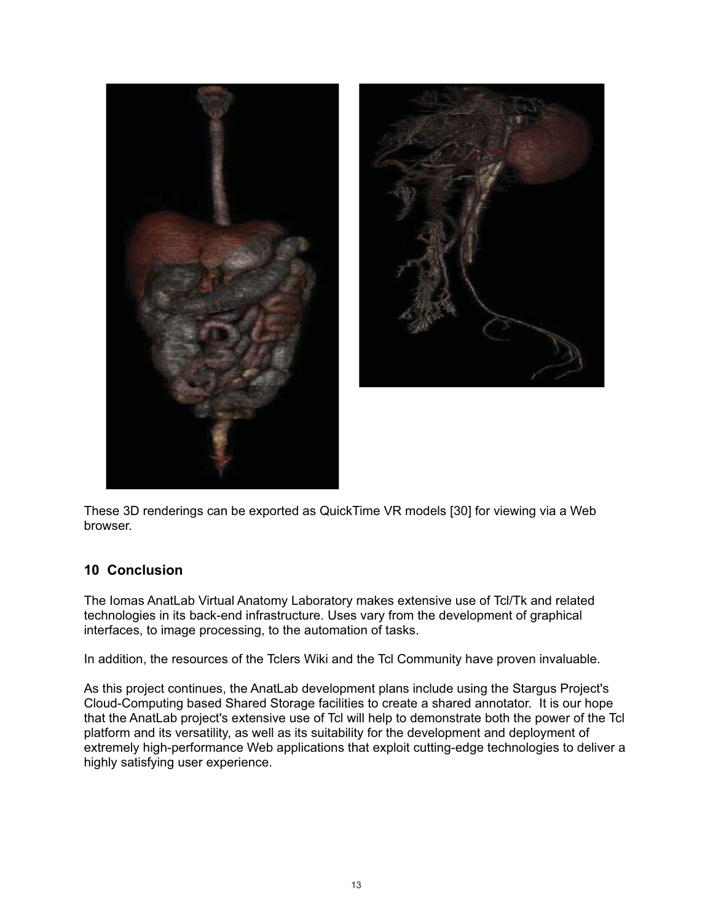These 3D renderings can be exported as QuickTime VR models [30] for viewing via a Web browser.

## 10 Conclusion

The Iomas AnatLab Virtual Anatomy Laboratory makes extensive use of Tcl/Tk and related technologies in its back-end infrastructure. Uses vary from the development of graphical interfaces, to image processing, to the automation of tasks.

In addition, the resources of the Tclers Wiki and the Tcl Community have proven invaluable.

As this project continues, the AnatLab development plans include using the Stargus Project's Cloud-Computing based Shared Storage facilities to create a shared annotator. It is our hope that the AnatLab project's extensive use of Tcl will help to demonstrate both the power of the Tcl platform and its versatility, as well as its suitability for the development and deployment of extremely high-performance Web applications that exploit cutting-edge technologies to deliver a highly satisfying user experience.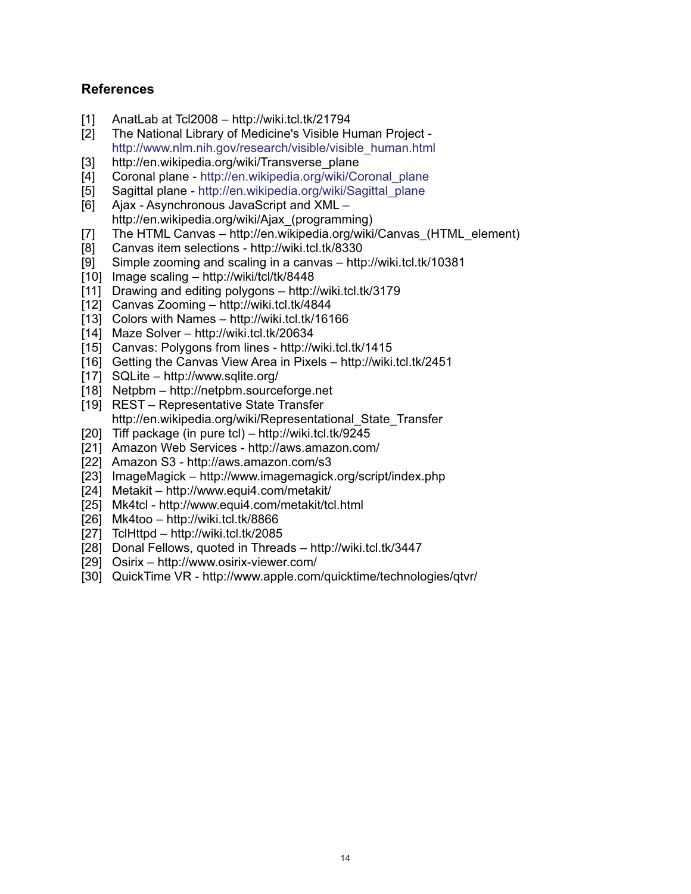## References

[1] AnatLab at Tcl2008 – http://wiki.tcl.tk/21794
[2] The National Library of Medicine's Visible Human Project - http://www.nlm.nih.gov/research/visible/visible_human.html
[3] http://en.wikipedia.org/wiki/Transverse_plane
[4] Coronal plane - http://en.wikipedia.org/wiki/Coronal_plane
[5] Sagittal plane - http://en.wikipedia.org/wiki/Sagittal_plane
[6] Ajax - Asynchronous JavaScript and XML – http://en.wikipedia.org/wiki/Ajax_(programming)
[7] The HTML Canvas – http://en.wikipedia.org/wiki/Canvas_(HTML_element)
[8] Canvas item selections - http://wiki.tcl.tk/8330
[9] Simple zooming and scaling in a canvas – http://wiki.tcl.tk/10381
[10] Image scaling – http://wiki/tcl/tk/8448
[11] Drawing and editing polygons – http://wiki.tcl.tk/3179
[12] Canvas Zooming – http://wiki.tcl.tk/4844
[13] Colors with Names – http://wiki.tcl.tk/16166
[14] Maze Solver – http://wiki.tcl.tk/20634
[15] Canvas: Polygons from lines - http://wiki.tcl.tk/1415
[16] Getting the Canvas View Area in Pixels – http://wiki.tcl.tk/2451
[17] SQLite – http://www.sqlite.org/
[18] Netpbm – http://netpbm.sourceforge.net
[19] REST – Representative State Transfer http://en.wikipedia.org/wiki/Representational_State_Transfer
[20] Tiff package (in pure tcl) – http://wiki.tcl.tk/9245
[21] Amazon Web Services - http://aws.amazon.com/
[22] Amazon S3 - http://aws.amazon.com/s3
[23] ImageMagick – http://www.imagemagick.org/script/index.php
[24] Metakit – http://www.equi4.com/metakit/
[25] Mk4tcl - http://www.equi4.com/metakit/tcl.html
[26] Mk4too – http://wiki.tcl.tk/8866
[27] TclHttpd – http://wiki.tcl.tk/2085
[28] Donal Fellows, quoted in Threads – http://wiki.tcl.tk/3447
[29] Osirix – http://www.osirix-viewer.com/
[30] QuickTime VR - http://www.apple.com/quicktime/technologies/qtvr/